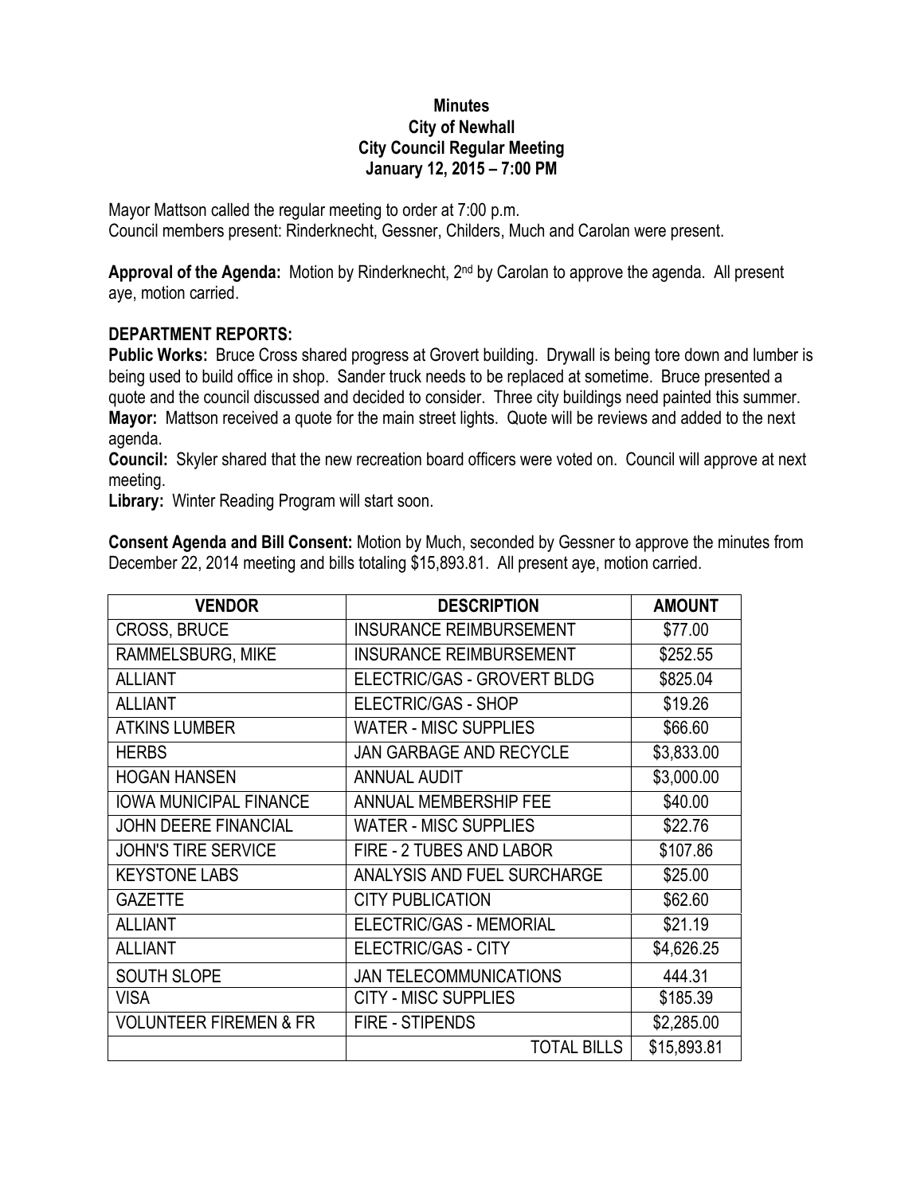**Minutes**
**City of Newhall**
**City Council Regular Meeting**
**January 12, 2015 – 7:00 PM**

Mayor Mattson called the regular meeting to order at 7:00 p.m.
Council members present: Rinderknecht, Gessner, Childers, Much and Carolan were present.

**Approval of the Agenda:** Motion by Rinderknecht, 2nd by Carolan to approve the agenda. All present aye, motion carried.

**DEPARTMENT REPORTS:**

**Public Works:** Bruce Cross shared progress at Grovert building. Drywall is being tore down and lumber is being used to build office in shop. Sander truck needs to be replaced at sometime. Bruce presented a quote and the council discussed and decided to consider. Three city buildings need painted this summer.

**Mayor:** Mattson received a quote for the main street lights. Quote will be reviews and added to the next agenda.

**Council:** Skyler shared that the new recreation board officers were voted on. Council will approve at next meeting.

**Library:** Winter Reading Program will start soon.

**Consent Agenda and Bill Consent:** Motion by Much, seconded by Gessner to approve the minutes from December 22, 2014 meeting and bills totaling $15,893.81. All present aye, motion carried.

| VENDOR | DESCRIPTION | AMOUNT |
|---|---|---|
| CROSS, BRUCE | INSURANCE REIMBURSEMENT | $77.00 |
| RAMMELSBURG, MIKE | INSURANCE REIMBURSEMENT | $252.55 |
| ALLIANT | ELECTRIC/GAS - GROVERT BLDG | $825.04 |
| ALLIANT | ELECTRIC/GAS - SHOP | $19.26 |
| ATKINS LUMBER | WATER - MISC SUPPLIES | $66.60 |
| HERBS | JAN GARBAGE AND RECYCLE | $3,833.00 |
| HOGAN HANSEN | ANNUAL AUDIT | $3,000.00 |
| IOWA MUNICIPAL FINANCE | ANNUAL MEMBERSHIP FEE | $40.00 |
| JOHN DEERE FINANCIAL | WATER - MISC SUPPLIES | $22.76 |
| JOHN'S TIRE SERVICE | FIRE - 2 TUBES AND LABOR | $107.86 |
| KEYSTONE LABS | ANALYSIS AND FUEL SURCHARGE | $25.00 |
| GAZETTE | CITY PUBLICATION | $62.60 |
| ALLIANT | ELECTRIC/GAS - MEMORIAL | $21.19 |
| ALLIANT | ELECTRIC/GAS - CITY | $4,626.25 |
| SOUTH SLOPE | JAN TELECOMMUNICATIONS | 444.31 |
| VISA | CITY - MISC SUPPLIES | $185.39 |
| VOLUNTEER FIREMEN & FR | FIRE - STIPENDS | $2,285.00 |
| | TOTAL BILLS | $15,893.81 |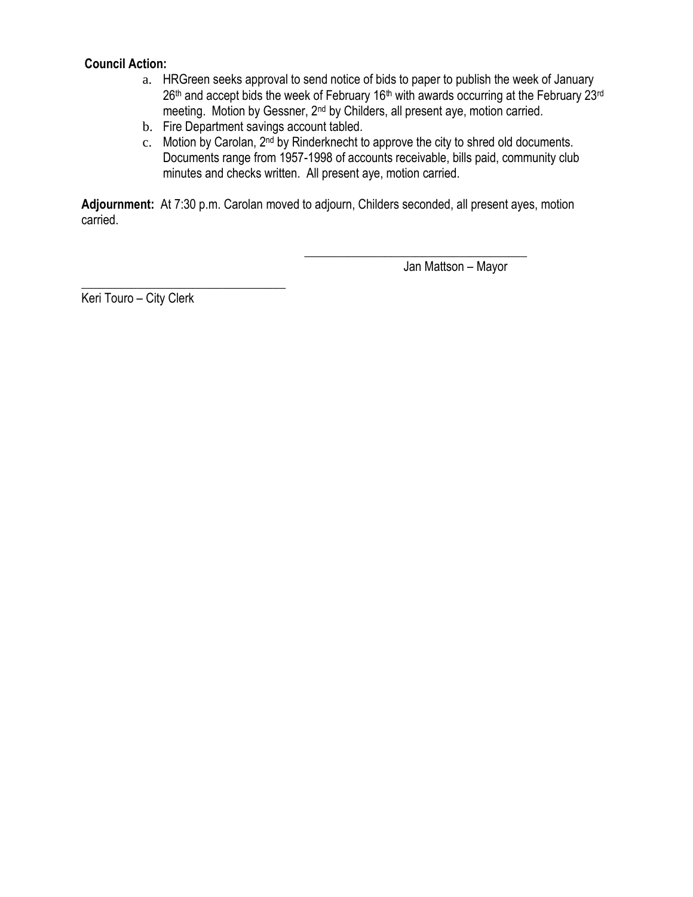**Council Action:**

a. HRGreen seeks approval to send notice of bids to paper to publish the week of January 26th and accept bids the week of February 16th with awards occurring at the February 23rd meeting. Motion by Gessner, 2nd by Childers, all present aye, motion carried.
b. Fire Department savings account tabled.
c. Motion by Carolan, 2nd by Rinderknecht to approve the city to shred old documents. Documents range from 1957-1998 of accounts receivable, bills paid, community club minutes and checks written. All present aye, motion carried.

**Adjournment:** At 7:30 p.m. Carolan moved to adjourn, Childers seconded, all present ayes, motion carried.

\_\_\_\_\_\_\_\_\_\_\_\_\_\_\_\_\_\_\_\_\_\_\_\_\_\_\_\_\_\_\_\_\_\_\_\_

Jan Mattson – Mayor

\_\_\_\_\_\_\_\_\_\_\_\_\_\_\_\_\_\_\_\_\_\_\_\_\_\_\_\_\_\_\_\_\_\_\_\_

Keri Touro – City Clerk